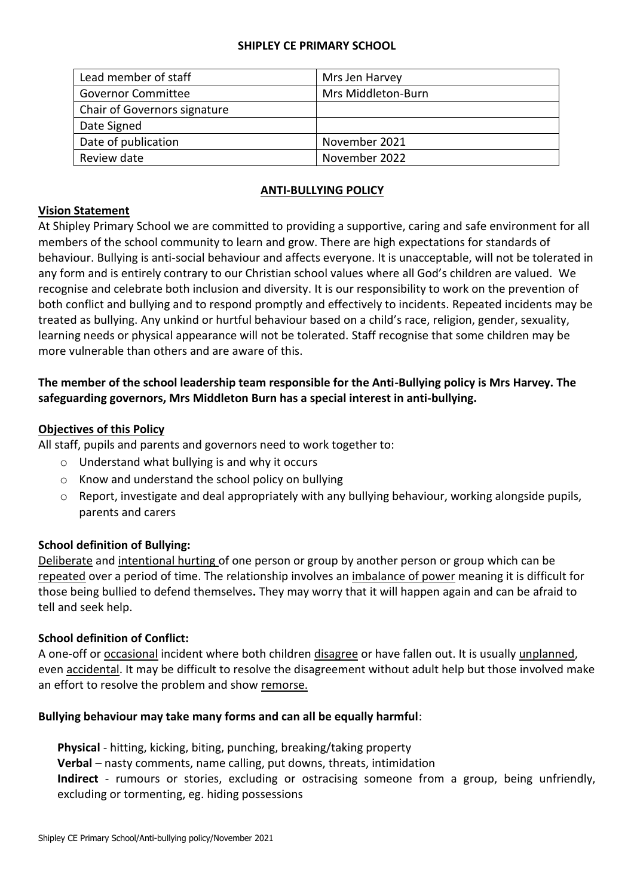**SHIPLEY CE PRIMARY SCHOOL**

| Lead member of staff | Mrs Jen Harvey |
|---|---|
| Governor Committee | Mrs Middleton-Burn |
| Chair of Governors signature | |
| Date Signed | |
| Date of publication | November 2021 |
| Review date | November 2022 |

## ANTI-BULLYING POLICY

### Vision Statement

At Shipley Primary School we are committed to providing a supportive, caring and safe environment for all members of the school community to learn and grow. There are high expectations for standards of behaviour. Bullying is anti-social behaviour and affects everyone. It is unacceptable, will not be tolerated in any form and is entirely contrary to our Christian school values where all God's children are valued. We recognise and celebrate both inclusion and diversity. It is our responsibility to work on the prevention of both conflict and bullying and to respond promptly and effectively to incidents. Repeated incidents may be treated as bullying. Any unkind or hurtful behaviour based on a child's race, religion, gender, sexuality, learning needs or physical appearance will not be tolerated. Staff recognise that some children may be more vulnerable than others and are aware of this.

**The member of the school leadership team responsible for the Anti-Bullying policy is Mrs Harvey. The safeguarding governors, Mrs Middleton Burn has a special interest in anti-bullying.**

### Objectives of this Policy

All staff, pupils and parents and governors need to work together to:

- Understand what bullying is and why it occurs
- Know and understand the school policy on bullying
- Report, investigate and deal appropriately with any bullying behaviour, working alongside pupils, parents and carers

### School definition of Bullying:

Deliberate and intentional hurting of one person or group by another person or group which can be repeated over a period of time. The relationship involves an imbalance of power meaning it is difficult for those being bullied to defend themselves**.** They may worry that it will happen again and can be afraid to tell and seek help.

### School definition of Conflict:

A one-off or occasional incident where both children disagree or have fallen out. It is usually unplanned, even accidental. It may be difficult to resolve the disagreement without adult help but those involved make an effort to resolve the problem and show remorse.

**Bullying behaviour may take many forms and can all be equally harmful**:

**Physical** - hitting, kicking, biting, punching, breaking/taking property
**Verbal** – nasty comments, name calling, put downs, threats, intimidation
**Indirect** - rumours or stories, excluding or ostracising someone from a group, being unfriendly, excluding or tormenting, eg. hiding possessions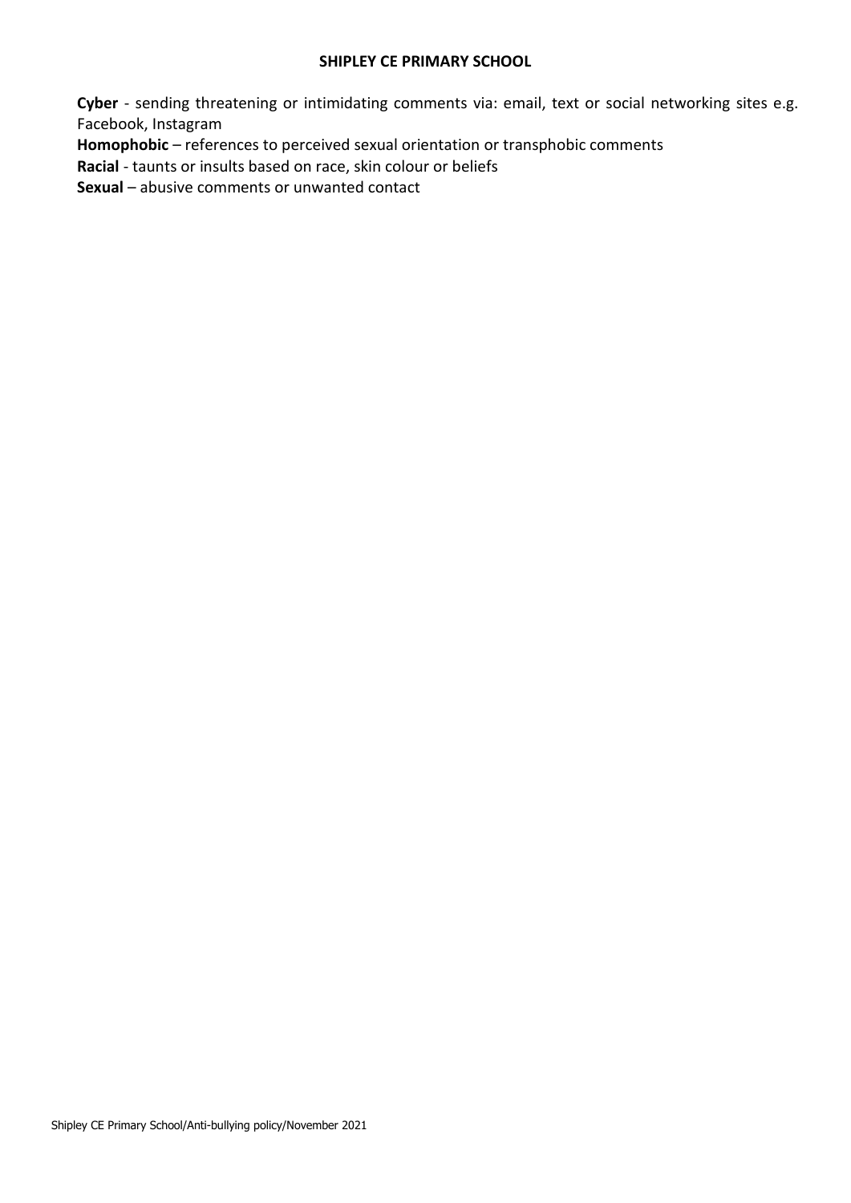**Cyber** - sending threatening or intimidating comments via: email, text or social networking sites e.g. Facebook, Instagram

**Homophobic** – references to perceived sexual orientation or transphobic comments

**Racial** - taunts or insults based on race, skin colour or beliefs

**Sexual** – abusive comments or unwanted contact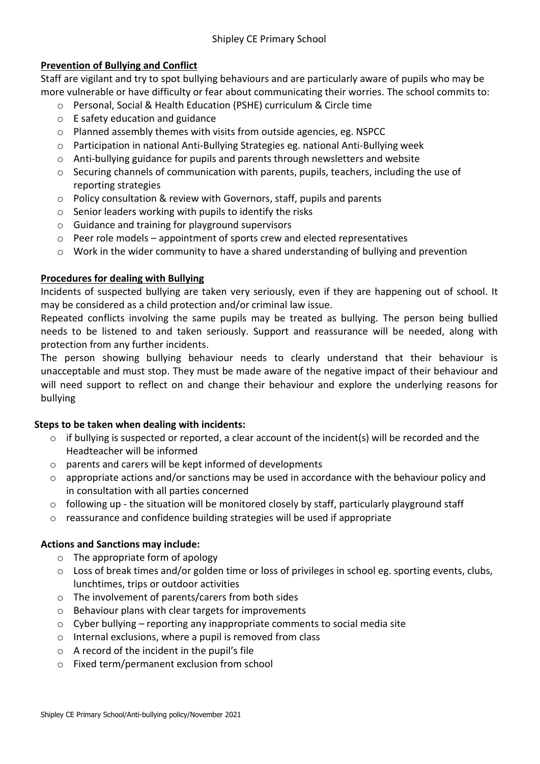**Prevention of Bullying and Conflict**

Staff are vigilant and try to spot bullying behaviours and are particularly aware of pupils who may be more vulnerable or have difficulty or fear about communicating their worries. The school commits to:

- Personal, Social & Health Education (PSHE) curriculum & Circle time
- E safety education and guidance
- Planned assembly themes with visits from outside agencies, eg. NSPCC
- Participation in national Anti-Bullying Strategies eg. national Anti-Bullying week
- Anti-bullying guidance for pupils and parents through newsletters and website
- Securing channels of communication with parents, pupils, teachers, including the use of reporting strategies
- Policy consultation & review with Governors, staff, pupils and parents
- Senior leaders working with pupils to identify the risks
- Guidance and training for playground supervisors
- Peer role models – appointment of sports crew and elected representatives
- Work in the wider community to have a shared understanding of bullying and prevention

**Procedures for dealing with Bullying**

Incidents of suspected bullying are taken very seriously, even if they are happening out of school. It may be considered as a child protection and/or criminal law issue.

Repeated conflicts involving the same pupils may be treated as bullying. The person being bullied needs to be listened to and taken seriously. Support and reassurance will be needed, along with protection from any further incidents.

The person showing bullying behaviour needs to clearly understand that their behaviour is unacceptable and must stop. They must be made aware of the negative impact of their behaviour and will need support to reflect on and change their behaviour and explore the underlying reasons for bullying

**Steps to be taken when dealing with incidents:**

- if bullying is suspected or reported, a clear account of the incident(s) will be recorded and the Headteacher will be informed
- parents and carers will be kept informed of developments
- appropriate actions and/or sanctions may be used in accordance with the behaviour policy and in consultation with all parties concerned
- following up - the situation will be monitored closely by staff, particularly playground staff
- reassurance and confidence building strategies will be used if appropriate

**Actions and Sanctions may include:**

- The appropriate form of apology
- Loss of break times and/or golden time or loss of privileges in school eg. sporting events, clubs, lunchtimes, trips or outdoor activities
- The involvement of parents/carers from both sides
- Behaviour plans with clear targets for improvements
- Cyber bullying – reporting any inappropriate comments to social media site
- Internal exclusions, where a pupil is removed from class
- A record of the incident in the pupil's file
- Fixed term/permanent exclusion from school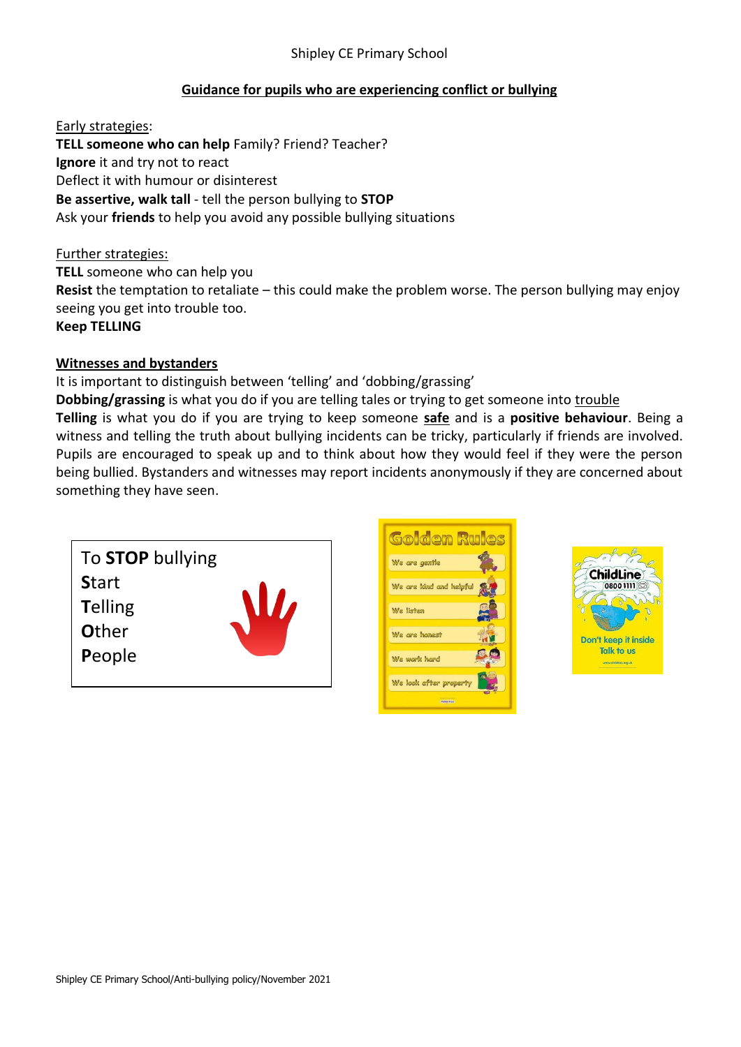Shipley CE Primary School

## Guidance for pupils who are experiencing conflict or bullying

Early strategies:

**TELL someone who can help** Family? Friend? Teacher?
**Ignore** it and try not to react
Deflect it with humour or disinterest
**Be assertive, walk tall** - tell the person bullying to **STOP**
Ask your **friends** to help you avoid any possible bullying situations

Further strategies:

**TELL** someone who can help you
**Resist** the temptation to retaliate – this could make the problem worse. The person bullying may enjoy seeing you get into trouble too.
**Keep TELLING**

**Witnesses and bystanders**

It is important to distinguish between 'telling' and 'dobbing/grassing'
**Dobbing/grassing** is what you do if you are telling tales or trying to get someone into trouble
**Telling** is what you do if you are trying to keep someone **safe** and is a **positive behaviour**. Being a witness and telling the truth about bullying incidents can be tricky, particularly if friends are involved. Pupils are encouraged to speak up and to think about how they would feel if they were the person being bullied. Bystanders and witnesses may report incidents anonymously if they are concerned about something they have seen.

To **STOP** bullying
**S**tart
**T**elling
**O**ther
**P**eople

Golden Rules
We are gentle
We are kind and helpful
We listen
We are honest
We work hard
We look after property

ChildLine 0800 1111
Don't keep it inside
Talk to us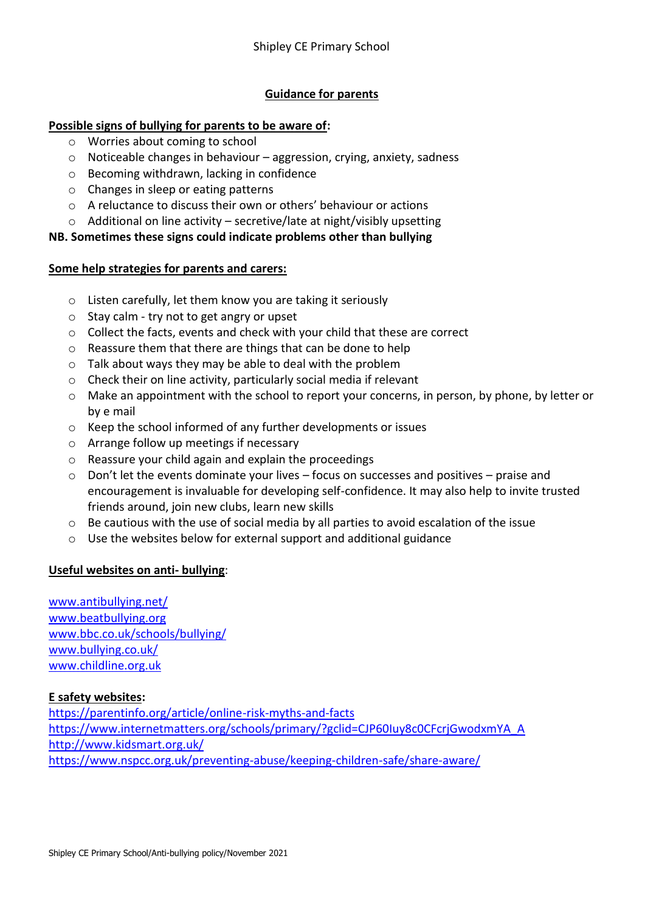Shipley CE Primary School

## Guidance for parents

**Possible signs of bullying for parents to be aware of:**

- Worries about coming to school
- Noticeable changes in behaviour – aggression, crying, anxiety, sadness
- Becoming withdrawn, lacking in confidence
- Changes in sleep or eating patterns
- A reluctance to discuss their own or others' behaviour or actions
- Additional on line activity – secretive/late at night/visibly upsetting

**NB. Sometimes these signs could indicate problems other than bullying**

**Some help strategies for parents and carers:**

- Listen carefully, let them know you are taking it seriously
- Stay calm - try not to get angry or upset
- Collect the facts, events and check with your child that these are correct
- Reassure them that there are things that can be done to help
- Talk about ways they may be able to deal with the problem
- Check their on line activity, particularly social media if relevant
- Make an appointment with the school to report your concerns, in person, by phone, by letter or by e mail
- Keep the school informed of any further developments or issues
- Arrange follow up meetings if necessary
- Reassure your child again and explain the proceedings
- Don't let the events dominate your lives – focus on successes and positives – praise and encouragement is invaluable for developing self-confidence. It may also help to invite trusted friends around, join new clubs, learn new skills
- Be cautious with the use of social media by all parties to avoid escalation of the issue
- Use the websites below for external support and additional guidance

**Useful websites on anti- bullying**:

www.antibullying.net/
www.beatbullying.org
www.bbc.co.uk/schools/bullying/
www.bullying.co.uk/
www.childline.org.uk

**E safety websites:**
https://parentinfo.org/article/online-risk-myths-and-facts
https://www.internetmatters.org/schools/primary/?gclid=CJP60Iuy8c0CFcrjGwodxmYA_A
http://www.kidsmart.org.uk/
https://www.nspcc.org.uk/preventing-abuse/keeping-children-safe/share-aware/